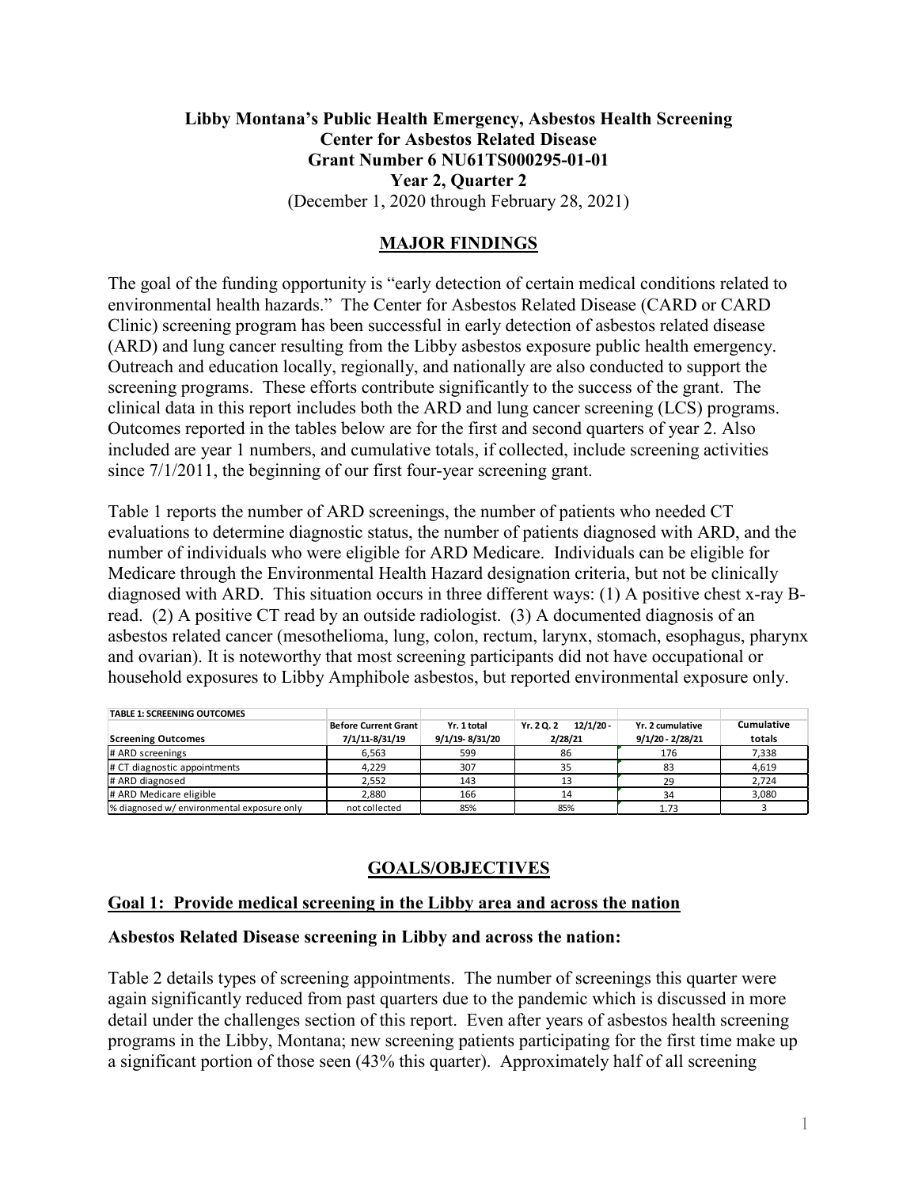**Libby Montana's Public Health Emergency, Asbestos Health Screening**
**Center for Asbestos Related Disease**
**Grant Number 6 NU61TS000295-01-01**
**Year 2, Quarter 2**
(December 1, 2020 through February 28, 2021)

## MAJOR FINDINGS

The goal of the funding opportunity is "early detection of certain medical conditions related to environmental health hazards." The Center for Asbestos Related Disease (CARD or CARD Clinic) screening program has been successful in early detection of asbestos related disease (ARD) and lung cancer resulting from the Libby asbestos exposure public health emergency. Outreach and education locally, regionally, and nationally are also conducted to support the screening programs. These efforts contribute significantly to the success of the grant. The clinical data in this report includes both the ARD and lung cancer screening (LCS) programs. Outcomes reported in the tables below are for the first and second quarters of year 2. Also included are year 1 numbers, and cumulative totals, if collected, include screening activities since 7/1/2011, the beginning of our first four-year screening grant.

Table 1 reports the number of ARD screenings, the number of patients who needed CT evaluations to determine diagnostic status, the number of patients diagnosed with ARD, and the number of individuals who were eligible for ARD Medicare. Individuals can be eligible for Medicare through the Environmental Health Hazard designation criteria, but not be clinically diagnosed with ARD. This situation occurs in three different ways: (1) A positive chest x-ray B-read. (2) A positive CT read by an outside radiologist. (3) A documented diagnosis of an asbestos related cancer (mesothelioma, lung, colon, rectum, larynx, stomach, esophagus, pharynx and ovarian). It is noteworthy that most screening participants did not have occupational or household exposures to Libby Amphibole asbestos, but reported environmental exposure only.

**TABLE 1: SCREENING OUTCOMES**

| Screening Outcomes | Before Current Grant 7/1/11-8/31/19 | Yr. 1 total 9/1/19- 8/31/20 | Yr. 2 Q. 2 12/1/20 - 2/28/21 | Yr. 2 cumulative 9/1/20 - 2/28/21 | Cumulative totals |
|---|---|---|---|---|---|
| # ARD screenings | 6,563 | 599 | 86 | 176 | 7,338 |
| # CT diagnostic appointments | 4,229 | 307 | 35 | 83 | 4,619 |
| # ARD diagnosed | 2,552 | 143 | 13 | 29 | 2,724 |
| # ARD Medicare eligible | 2,880 | 166 | 14 | 34 | 3,080 |
| % diagnosed w/ environmental exposure only | not collected | 85% | 85% | 1.73 | 3 |

## GOALS/OBJECTIVES

### Goal 1: Provide medical screening in the Libby area and across the nation

#### Asbestos Related Disease screening in Libby and across the nation:

Table 2 details types of screening appointments. The number of screenings this quarter were again significantly reduced from past quarters due to the pandemic which is discussed in more detail under the challenges section of this report. Even after years of asbestos health screening programs in the Libby, Montana; new screening patients participating for the first time make up a significant portion of those seen (43% this quarter). Approximately half of all screening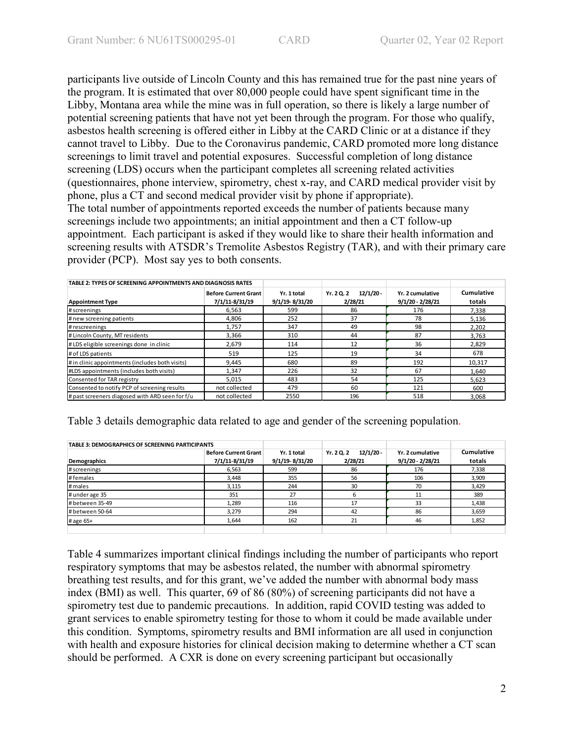participants live outside of Lincoln County and this has remained true for the past nine years of the program. It is estimated that over 80,000 people could have spent significant time in the Libby, Montana area while the mine was in full operation, so there is likely a large number of potential screening patients that have not yet been through the program. For those who qualify, asbestos health screening is offered either in Libby at the CARD Clinic or at a distance if they cannot travel to Libby. Due to the Coronavirus pandemic, CARD promoted more long distance screenings to limit travel and potential exposures. Successful completion of long distance screening (LDS) occurs when the participant completes all screening related activities (questionnaires, phone interview, spirometry, chest x-ray, and CARD medical provider visit by phone, plus a CT and second medical provider visit by phone if appropriate).
The total number of appointments reported exceeds the number of patients because many screenings include two appointments; an initial appointment and then a CT follow-up appointment. Each participant is asked if they would like to share their health information and screening results with ATSDR's Tremolite Asbestos Registry (TAR), and with their primary care provider (PCP). Most say yes to both consents.

| TABLE 2: TYPES OF SCREENING APPOINTMENTS AND DIAGNOSIS RATES | | | | | |
|---|---|---|---|---|---|
| **Appointment Type** | **Before Current Grant 7/1/11-8/31/19** | **Yr. 1 total 9/1/19- 8/31/20** | **Yr. 2 Q. 2 12/1/20 - 2/28/21** | **Yr. 2 cumulative 9/1/20 - 2/28/21** | **Cumulative totals** |
| # screenings | 6,563 | 599 | 86 | 176 | 7,338 |
| # new screening patients | 4,806 | 252 | 37 | 78 | 5,136 |
| # rescreenings | 1,757 | 347 | 49 | 98 | 2,202 |
| # Lincoln County, MT residents | 3,366 | 310 | 44 | 87 | 3,763 |
| # LDS eligible screenings done in clinic | 2,679 | 114 | 12 | 36 | 2,829 |
| # of LDS patients | 519 | 125 | 19 | 34 | 678 |
| # in clinic appointments (includes both visits) | 9,445 | 680 | 89 | 192 | 10,317 |
| #LDS appointments (includes both visits) | 1,347 | 226 | 32 | 67 | 1,640 |
| Consented for TAR registry | 5,015 | 483 | 54 | 125 | 5,623 |
| Consented to notify PCP of screening results | not collected | 479 | 60 | 121 | 600 |
| # past screeners diagosed with ARD seen for f/u | not collected | 2550 | 196 | 518 | 3,068 |

Table 3 details demographic data related to age and gender of the screening population.

| TABLE 3: DEMOGRAPHICS OF SCREENING PARTICIPANTS | | | | | |
|---|---|---|---|---|---|
| **Demographics** | **Before Current Grant 7/1/11-8/31/19** | **Yr. 1 total 9/1/19- 8/31/20** | **Yr. 2 Q. 2 12/1/20 - 2/28/21** | **Yr. 2 cumulative 9/1/20 - 2/28/21** | **Cumulative totals** |
| # screenings | 6,563 | 599 | 86 | 176 | 7,338 |
| # females | 3,448 | 355 | 56 | 106 | 3,909 |
| # males | 3,115 | 244 | 30 | 70 | 3,429 |
| # under age 35 | 351 | 27 | 6 | 11 | 389 |
| # between 35-49 | 1,289 | 116 | 17 | 33 | 1,438 |
| # between 50-64 | 3,279 | 294 | 42 | 86 | 3,659 |
| # age 65+ | 1,644 | 162 | 21 | 46 | 1,852 |

Table 4 summarizes important clinical findings including the number of participants who report respiratory symptoms that may be asbestos related, the number with abnormal spirometry breathing test results, and for this grant, we've added the number with abnormal body mass index (BMI) as well. This quarter, 69 of 86 (80%) of screening participants did not have a spirometry test due to pandemic precautions. In addition, rapid COVID testing was added to grant services to enable spirometry testing for those to whom it could be made available under this condition. Symptoms, spirometry results and BMI information are all used in conjunction with health and exposure histories for clinical decision making to determine whether a CT scan should be performed. A CXR is done on every screening participant but occasionally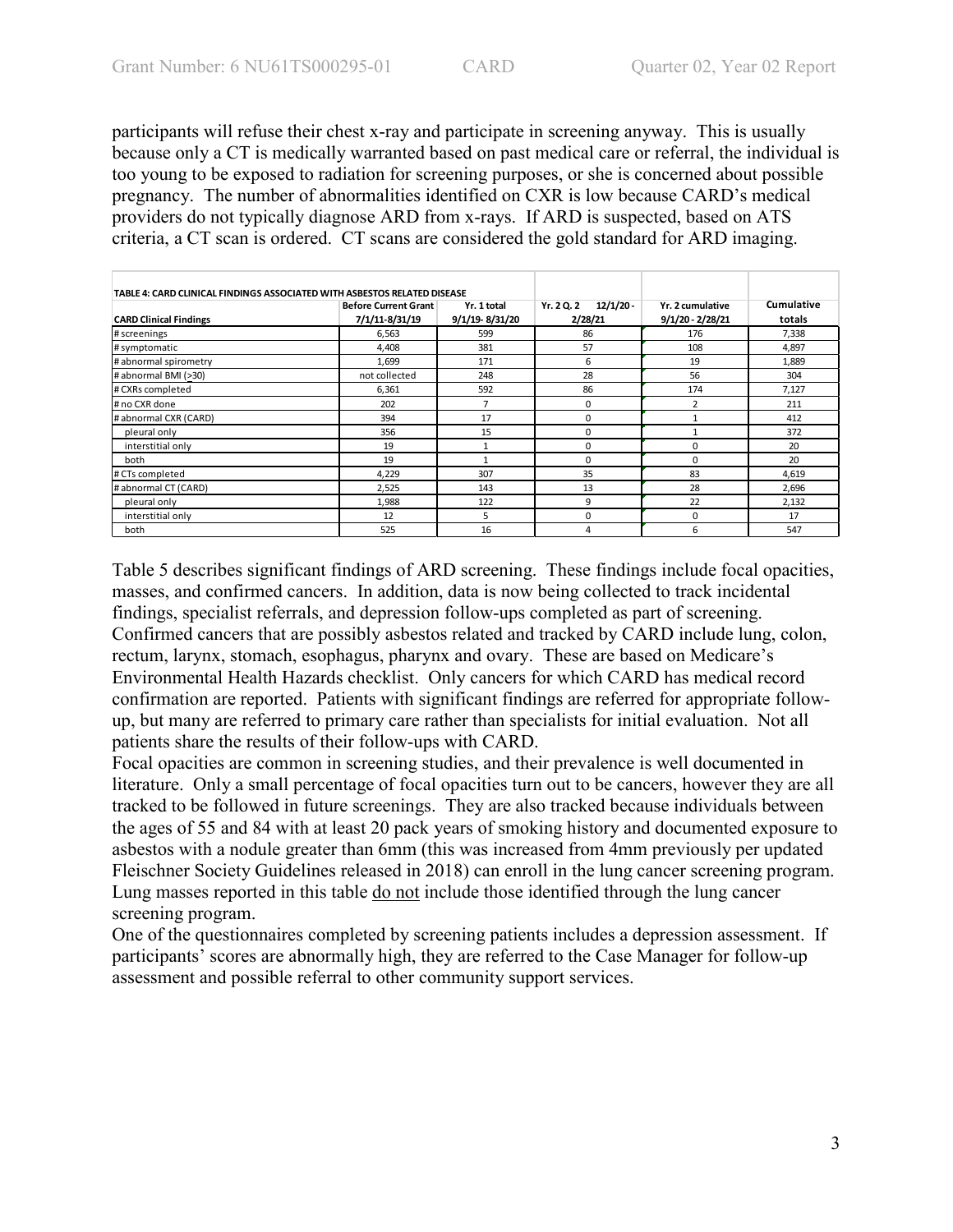participants will refuse their chest x-ray and participate in screening anyway. This is usually because only a CT is medically warranted based on past medical care or referral, the individual is too young to be exposed to radiation for screening purposes, or she is concerned about possible pregnancy. The number of abnormalities identified on CXR is low because CARD's medical providers do not typically diagnose ARD from x-rays. If ARD is suspected, based on ATS criteria, a CT scan is ordered. CT scans are considered the gold standard for ARD imaging.

**TABLE 4: CARD CLINICAL FINDINGS ASSOCIATED WITH ASBESTOS RELATED DISEASE**

| CARD Clinical Findings | Before Current Grant 7/1/11-8/31/19 | Yr. 1 total 9/1/19- 8/31/20 | Yr. 2 Q. 2 12/1/20 - 2/28/21 | Yr. 2 cumulative 9/1/20 - 2/28/21 | Cumulative totals |
|---|---|---|---|---|---|
| # screenings | 6,563 | 599 | 86 | 176 | 7,338 |
| # symptomatic | 4,408 | 381 | 57 | 108 | 4,897 |
| # abnormal spirometry | 1,699 | 171 | 6 | 19 | 1,889 |
| # abnormal BMI (>30) | not collected | 248 | 28 | 56 | 304 |
| # CXRs completed | 6,361 | 592 | 86 | 174 | 7,127 |
| # no CXR done | 202 | 7 | 0 | 2 | 211 |
| # abnormal CXR (CARD) | 394 | 17 | 0 | 1 | 412 |
| pleural only | 356 | 15 | 0 | 1 | 372 |
| interstitial only | 19 | 1 | 0 | 0 | 20 |
| both | 19 | 1 | 0 | 0 | 20 |
| # CTs completed | 4,229 | 307 | 35 | 83 | 4,619 |
| # abnormal CT (CARD) | 2,525 | 143 | 13 | 28 | 2,696 |
| pleural only | 1,988 | 122 | 9 | 22 | 2,132 |
| interstitial only | 12 | 5 | 0 | 0 | 17 |
| both | 525 | 16 | 4 | 6 | 547 |

Table 5 describes significant findings of ARD screening. These findings include focal opacities, masses, and confirmed cancers. In addition, data is now being collected to track incidental findings, specialist referrals, and depression follow-ups completed as part of screening. Confirmed cancers that are possibly asbestos related and tracked by CARD include lung, colon, rectum, larynx, stomach, esophagus, pharynx and ovary. These are based on Medicare's Environmental Health Hazards checklist. Only cancers for which CARD has medical record confirmation are reported. Patients with significant findings are referred for appropriate follow-up, but many are referred to primary care rather than specialists for initial evaluation. Not all patients share the results of their follow-ups with CARD.

Focal opacities are common in screening studies, and their prevalence is well documented in literature. Only a small percentage of focal opacities turn out to be cancers, however they are all tracked to be followed in future screenings. They are also tracked because individuals between the ages of 55 and 84 with at least 20 pack years of smoking history and documented exposure to asbestos with a nodule greater than 6mm (this was increased from 4mm previously per updated Fleischner Society Guidelines released in 2018) can enroll in the lung cancer screening program. Lung masses reported in this table <u>do not</u> include those identified through the lung cancer screening program.

One of the questionnaires completed by screening patients includes a depression assessment. If participants' scores are abnormally high, they are referred to the Case Manager for follow-up assessment and possible referral to other community support services.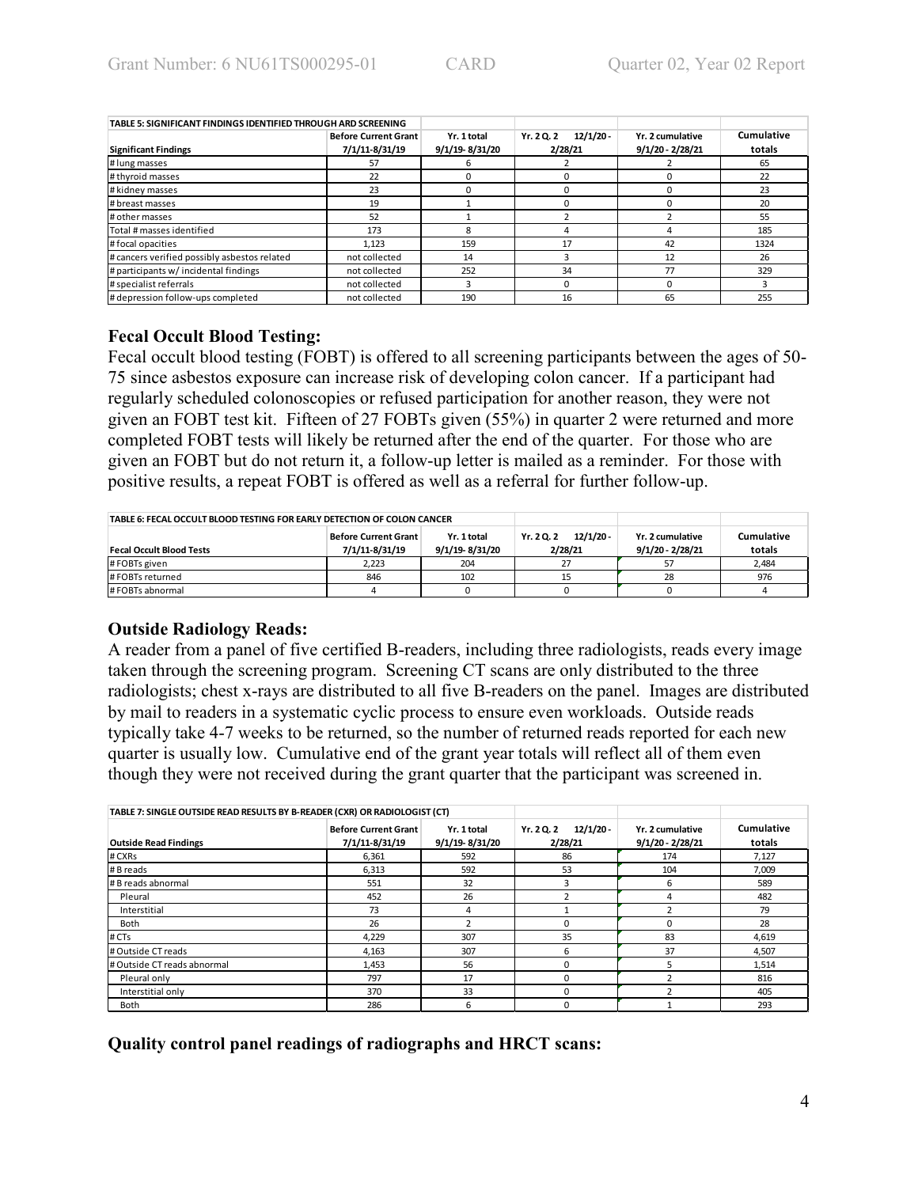| TABLE 5: SIGNIFICANT FINDINGS IDENTIFIED THROUGH ARD SCREENING | | | | | |
|---|---|---|---|---|---|
| **Significant Findings** | **Before Current Grant 7/1/11-8/31/19** | **Yr. 1 total 9/1/19- 8/31/20** | **Yr. 2 Q. 2 12/1/20 - 2/28/21** | **Yr. 2 cumulative 9/1/20 - 2/28/21** | **Cumulative totals** |
| # lung masses | 57 | 6 | 2 | 2 | 65 |
| # thyroid masses | 22 | 0 | 0 | 0 | 22 |
| # kidney masses | 23 | 0 | 0 | 0 | 23 |
| # breast masses | 19 | 1 | 0 | 0 | 20 |
| # other masses | 52 | 1 | 2 | 2 | 55 |
| Total # masses identified | 173 | 8 | 4 | 4 | 185 |
| # focal opacities | 1,123 | 159 | 17 | 42 | 1324 |
| # cancers verified possibly asbestos related | not collected | 14 | 3 | 12 | 26 |
| # participants w/ incidental findings | not collected | 252 | 34 | 77 | 329 |
| # specialist referrals | not collected | 3 | 0 | 0 | 3 |
| # depression follow-ups completed | not collected | 190 | 16 | 65 | 255 |

### Fecal Occult Blood Testing:

Fecal occult blood testing (FOBT) is offered to all screening participants between the ages of 50-75 since asbestos exposure can increase risk of developing colon cancer. If a participant had regularly scheduled colonoscopies or refused participation for another reason, they were not given an FOBT test kit. Fifteen of 27 FOBTs given (55%) in quarter 2 were returned and more completed FOBT tests will likely be returned after the end of the quarter. For those who are given an FOBT but do not return it, a follow-up letter is mailed as a reminder. For those with positive results, a repeat FOBT is offered as well as a referral for further follow-up.

| TABLE 6: FECAL OCCULT BLOOD TESTING FOR EARLY DETECTION OF COLON CANCER | | | | | |
|---|---|---|---|---|---|
| **Fecal Occult Blood Tests** | **Before Current Grant 7/1/11-8/31/19** | **Yr. 1 total 9/1/19- 8/31/20** | **Yr. 2 Q. 2 12/1/20 - 2/28/21** | **Yr. 2 cumulative 9/1/20 - 2/28/21** | **Cumulative totals** |
| # FOBTs given | 2,223 | 204 | 27 | 57 | 2,484 |
| # FOBTs returned | 846 | 102 | 15 | 28 | 976 |
| # FOBTs abnormal | 4 | 0 | 0 | 0 | 4 |

### Outside Radiology Reads:

A reader from a panel of five certified B-readers, including three radiologists, reads every image taken through the screening program. Screening CT scans are only distributed to the three radiologists; chest x-rays are distributed to all five B-readers on the panel. Images are distributed by mail to readers in a systematic cyclic process to ensure even workloads. Outside reads typically take 4-7 weeks to be returned, so the number of returned reads reported for each new quarter is usually low. Cumulative end of the grant year totals will reflect all of them even though they were not received during the grant quarter that the participant was screened in.

| TABLE 7: SINGLE OUTSIDE READ RESULTS BY B-READER (CXR) OR RADIOLOGIST (CT) | | | | | |
|---|---|---|---|---|---|
| **Outside Read Findings** | **Before Current Grant 7/1/11-8/31/19** | **Yr. 1 total 9/1/19- 8/31/20** | **Yr. 2 Q. 2 12/1/20 - 2/28/21** | **Yr. 2 cumulative 9/1/20 - 2/28/21** | **Cumulative totals** |
| # CXRs | 6,361 | 592 | 86 | 174 | 7,127 |
| # B reads | 6,313 | 592 | 53 | 104 | 7,009 |
| # B reads abnormal | 551 | 32 | 3 | 6 | 589 |
| Pleural | 452 | 26 | 2 | 4 | 482 |
| Interstitial | 73 | 4 | 1 | 2 | 79 |
| Both | 26 | 2 | 0 | 0 | 28 |
| # CTs | 4,229 | 307 | 35 | 83 | 4,619 |
| # Outside CT reads | 4,163 | 307 | 6 | 37 | 4,507 |
| # Outside CT reads abnormal | 1,453 | 56 | 0 | 5 | 1,514 |
| Pleural only | 797 | 17 | 0 | 2 | 816 |
| Interstitial only | 370 | 33 | 0 | 2 | 405 |
| Both | 286 | 6 | 0 | 1 | 293 |

### Quality control panel readings of radiographs and HRCT scans: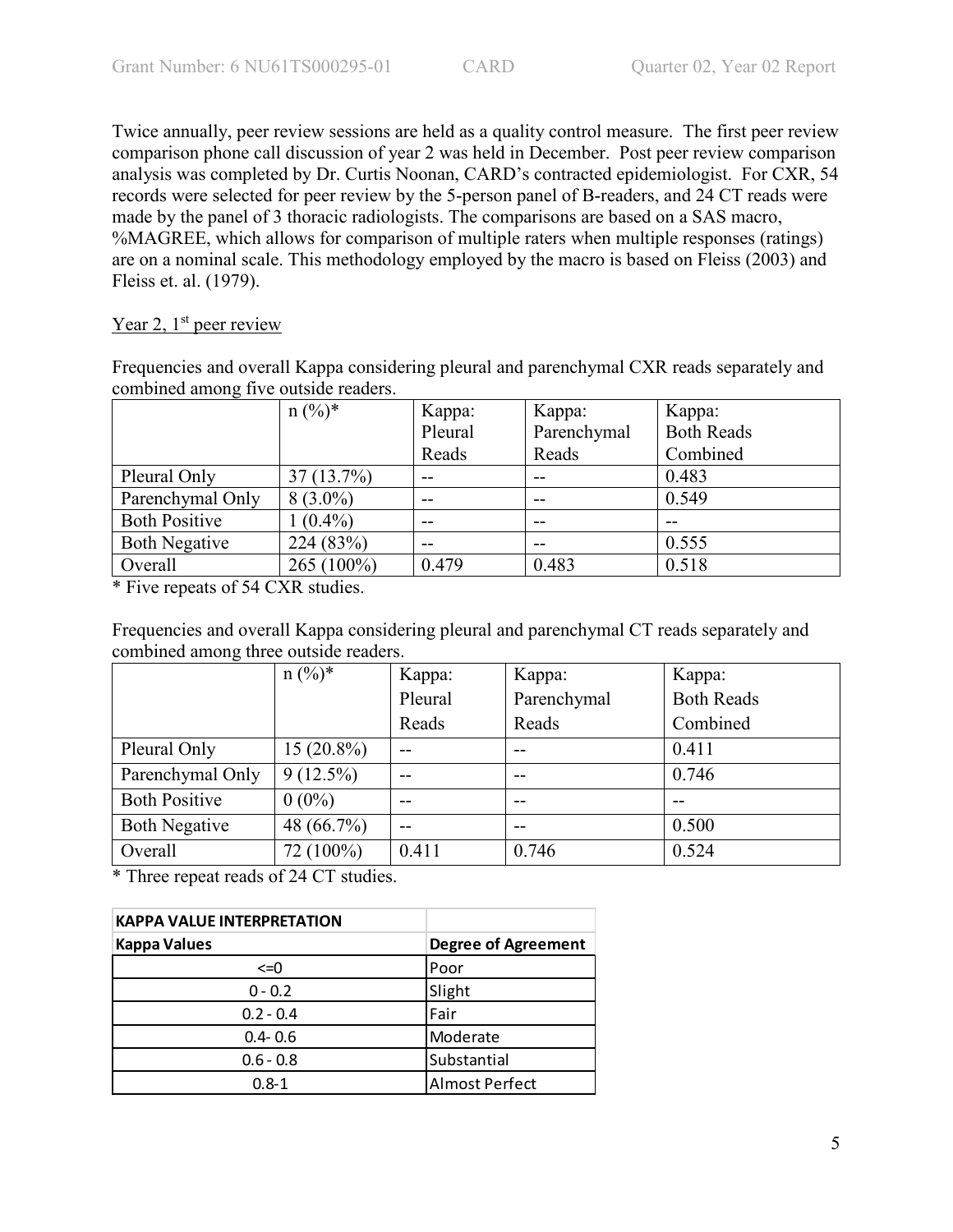Twice annually, peer review sessions are held as a quality control measure. The first peer review comparison phone call discussion of year 2 was held in December. Post peer review comparison analysis was completed by Dr. Curtis Noonan, CARD's contracted epidemiologist. For CXR, 54 records were selected for peer review by the 5-person panel of B-readers, and 24 CT reads were made by the panel of 3 thoracic radiologists. The comparisons are based on a SAS macro, %MAGREE, which allows for comparison of multiple raters when multiple responses (ratings) are on a nominal scale. This methodology employed by the macro is based on Fleiss (2003) and Fleiss et. al. (1979).

Year 2, 1[st] peer review

Frequencies and overall Kappa considering pleural and parenchymal CXR reads separately and combined among five outside readers.

| | n (%)* | Kappa: Pleural Reads | Kappa: Parenchymal Reads | Kappa: Both Reads Combined |
|---|---|---|---|---|
| Pleural Only | 37 (13.7%) | -- | -- | 0.483 |
| Parenchymal Only | 8 (3.0%) | -- | -- | 0.549 |
| Both Positive | 1 (0.4%) | -- | -- | -- |
| Both Negative | 224 (83%) | -- | -- | 0.555 |
| Overall | 265 (100%) | 0.479 | 0.483 | 0.518 |

* Five repeats of 54 CXR studies.

Frequencies and overall Kappa considering pleural and parenchymal CT reads separately and combined among three outside readers.

| | n (%)* | Kappa: Pleural Reads | Kappa: Parenchymal Reads | Kappa: Both Reads Combined |
|---|---|---|---|---|
| Pleural Only | 15 (20.8%) | -- | -- | 0.411 |
| Parenchymal Only | 9 (12.5%) | -- | -- | 0.746 |
| Both Positive | 0 (0%) | -- | -- | -- |
| Both Negative | 48 (66.7%) | -- | -- | 0.500 |
| Overall | 72 (100%) | 0.411 | 0.746 | 0.524 |

* Three repeat reads of 24 CT studies.

| **KAPPA VALUE INTERPRETATION** | |
|---|---|
| **Kappa Values** | **Degree of Agreement** |
| <=0 | Poor |
| 0 - 0.2 | Slight |
| 0.2 - 0.4 | Fair |
| 0.4- 0.6 | Moderate |
| 0.6 - 0.8 | Substantial |
| 0.8-1 | Almost Perfect |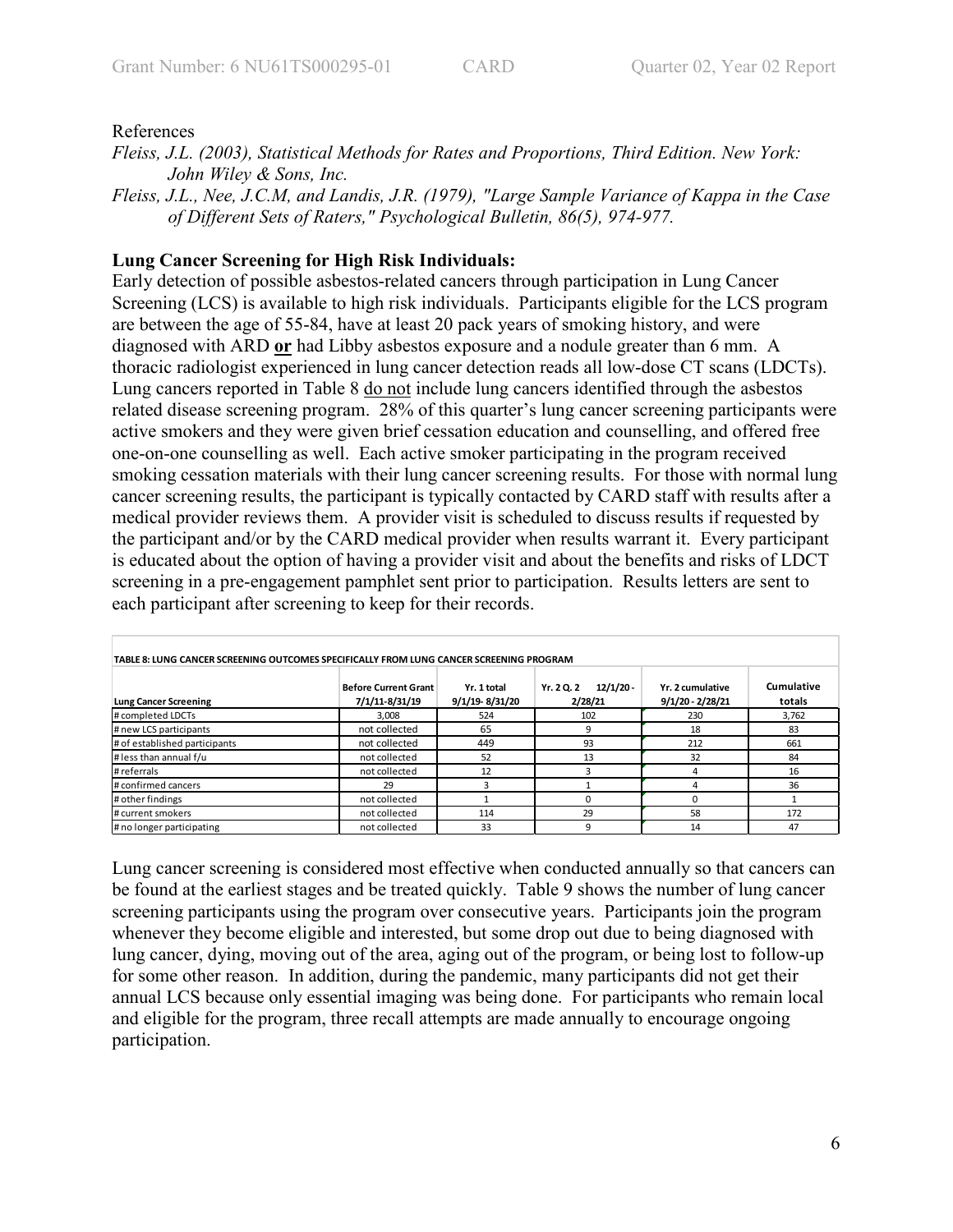References

*Fleiss, J.L. (2003), Statistical Methods for Rates and Proportions, Third Edition. New York: John Wiley & Sons, Inc.*

*Fleiss, J.L., Nee, J.C.M, and Landis, J.R. (1979), "Large Sample Variance of Kappa in the Case of Different Sets of Raters," Psychological Bulletin, 86(5), 974-977.*

**Lung Cancer Screening for High Risk Individuals:**

Early detection of possible asbestos-related cancers through participation in Lung Cancer Screening (LCS) is available to high risk individuals. Participants eligible for the LCS program are between the age of 55-84, have at least 20 pack years of smoking history, and were diagnosed with ARD **or** had Libby asbestos exposure and a nodule greater than 6 mm. A thoracic radiologist experienced in lung cancer detection reads all low-dose CT scans (LDCTs). Lung cancers reported in Table 8 do not include lung cancers identified through the asbestos related disease screening program. 28% of this quarter's lung cancer screening participants were active smokers and they were given brief cessation education and counselling, and offered free one-on-one counselling as well. Each active smoker participating in the program received smoking cessation materials with their lung cancer screening results. For those with normal lung cancer screening results, the participant is typically contacted by CARD staff with results after a medical provider reviews them. A provider visit is scheduled to discuss results if requested by the participant and/or by the CARD medical provider when results warrant it. Every participant is educated about the option of having a provider visit and about the benefits and risks of LDCT screening in a pre-engagement pamphlet sent prior to participation. Results letters are sent to each participant after screening to keep for their records.

TABLE 8: LUNG CANCER SCREENING OUTCOMES SPECIFICALLY FROM LUNG CANCER SCREENING PROGRAM

| Lung Cancer Screening | Before Current Grant 7/1/11-8/31/19 | Yr. 1 total 9/1/19- 8/31/20 | Yr. 2 Q. 2 12/1/20 - 2/28/21 | Yr. 2 cumulative 9/1/20 - 2/28/21 | Cumulative totals |
|---|---|---|---|---|---|
| # completed LDCTs | 3,008 | 524 | 102 | 230 | 3,762 |
| # new LCS participants | not collected | 65 | 9 | 18 | 83 |
| # of established participants | not collected | 449 | 93 | 212 | 661 |
| # less than annual f/u | not collected | 52 | 13 | 32 | 84 |
| # referrals | not collected | 12 | 3 | 4 | 16 |
| # confirmed cancers | 29 | 3 | 1 | 4 | 36 |
| # other findings | not collected | 1 | 0 | 0 | 1 |
| # current smokers | not collected | 114 | 29 | 58 | 172 |
| # no longer participating | not collected | 33 | 9 | 14 | 47 |

Lung cancer screening is considered most effective when conducted annually so that cancers can be found at the earliest stages and be treated quickly. Table 9 shows the number of lung cancer screening participants using the program over consecutive years. Participants join the program whenever they become eligible and interested, but some drop out due to being diagnosed with lung cancer, dying, moving out of the area, aging out of the program, or being lost to follow-up for some other reason. In addition, during the pandemic, many participants did not get their annual LCS because only essential imaging was being done. For participants who remain local and eligible for the program, three recall attempts are made annually to encourage ongoing participation.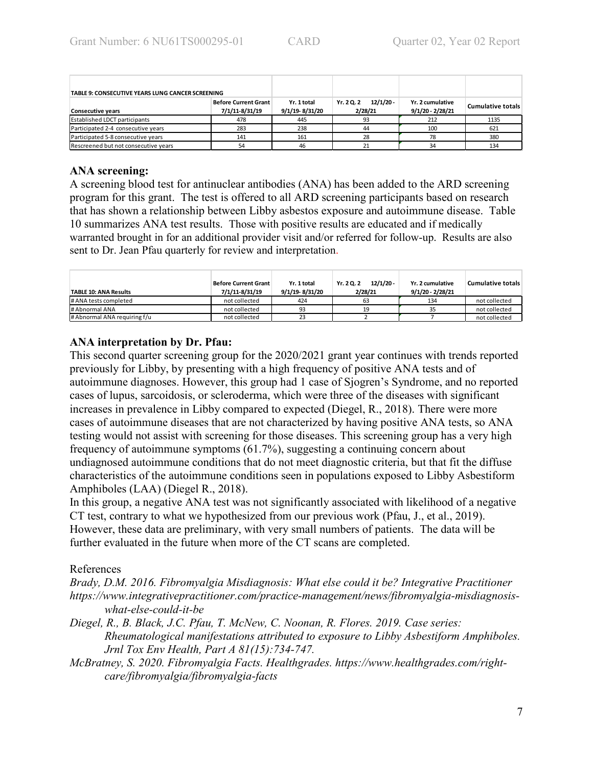**TABLE 9: CONSECUTIVE YEARS LUNG CANCER SCREENING**

| Consecutive years | Before Current Grant 7/1/11-8/31/19 | Yr. 1 total 9/1/19- 8/31/20 | Yr. 2 Q. 2 12/1/20 - 2/28/21 | Yr. 2 cumulative 9/1/20 - 2/28/21 | Cumulative totals |
|---|---|---|---|---|---|
| Established LDCT participants | 478 | 445 | 93 | 212 | 1135 |
| Participated 2-4 consecutive years | 283 | 238 | 44 | 100 | 621 |
| Participated 5-8 consecutive years | 141 | 161 | 28 | 78 | 380 |
| Rescreened but not consecutive years | 54 | 46 | 21 | 34 | 134 |

## ANA screening:

A screening blood test for antinuclear antibodies (ANA) has been added to the ARD screening program for this grant. The test is offered to all ARD screening participants based on research that has shown a relationship between Libby asbestos exposure and autoimmune disease. Table 10 summarizes ANA test results. Those with positive results are educated and if medically warranted brought in for an additional provider visit and/or referred for follow-up. Results are also sent to Dr. Jean Pfau quarterly for review and interpretation.

| TABLE 10: ANA Results | Before Current Grant 7/1/11-8/31/19 | Yr. 1 total 9/1/19- 8/31/20 | Yr. 2 Q. 2 12/1/20 - 2/28/21 | Yr. 2 cumulative 9/1/20 - 2/28/21 | Cumulative totals |
|---|---|---|---|---|---|
| # ANA tests completed | not collected | 424 | 63 | 134 | not collected |
| # Abnormal ANA | not collected | 93 | 19 | 35 | not collected |
| # Abnormal ANA requiring f/u | not collected | 23 | 2 | 7 | not collected |

## ANA interpretation by Dr. Pfau:

This second quarter screening group for the 2020/2021 grant year continues with trends reported previously for Libby, by presenting with a high frequency of positive ANA tests and of autoimmune diagnoses. However, this group had 1 case of Sjogren's Syndrome, and no reported cases of lupus, sarcoidosis, or scleroderma, which were three of the diseases with significant increases in prevalence in Libby compared to expected (Diegel, R., 2018). There were more cases of autoimmune diseases that are not characterized by having positive ANA tests, so ANA testing would not assist with screening for those diseases. This screening group has a very high frequency of autoimmune symptoms (61.7%), suggesting a continuing concern about undiagnosed autoimmune conditions that do not meet diagnostic criteria, but that fit the diffuse characteristics of the autoimmune conditions seen in populations exposed to Libby Asbestiform Amphiboles (LAA) (Diegel R., 2018).

In this group, a negative ANA test was not significantly associated with likelihood of a negative CT test, contrary to what we hypothesized from our previous work (Pfau, J., et al., 2019). However, these data are preliminary, with very small numbers of patients. The data will be further evaluated in the future when more of the CT scans are completed.

References

*Brady, D.M. 2016. Fibromyalgia Misdiagnosis: What else could it be? Integrative Practitioner https://www.integrativepractitioner.com/practice-management/news/fibromyalgia-misdiagnosis-what-else-could-it-be*

*Diegel, R., B. Black, J.C. Pfau, T. McNew, C. Noonan, R. Flores. 2019. Case series: Rheumatological manifestations attributed to exposure to Libby Asbestiform Amphiboles. Jrnl Tox Env Health, Part A 81(15):734-747.*

*McBratney, S. 2020. Fibromyalgia Facts. Healthgrades. https://www.healthgrades.com/right-care/fibromyalgia/fibromyalgia-facts*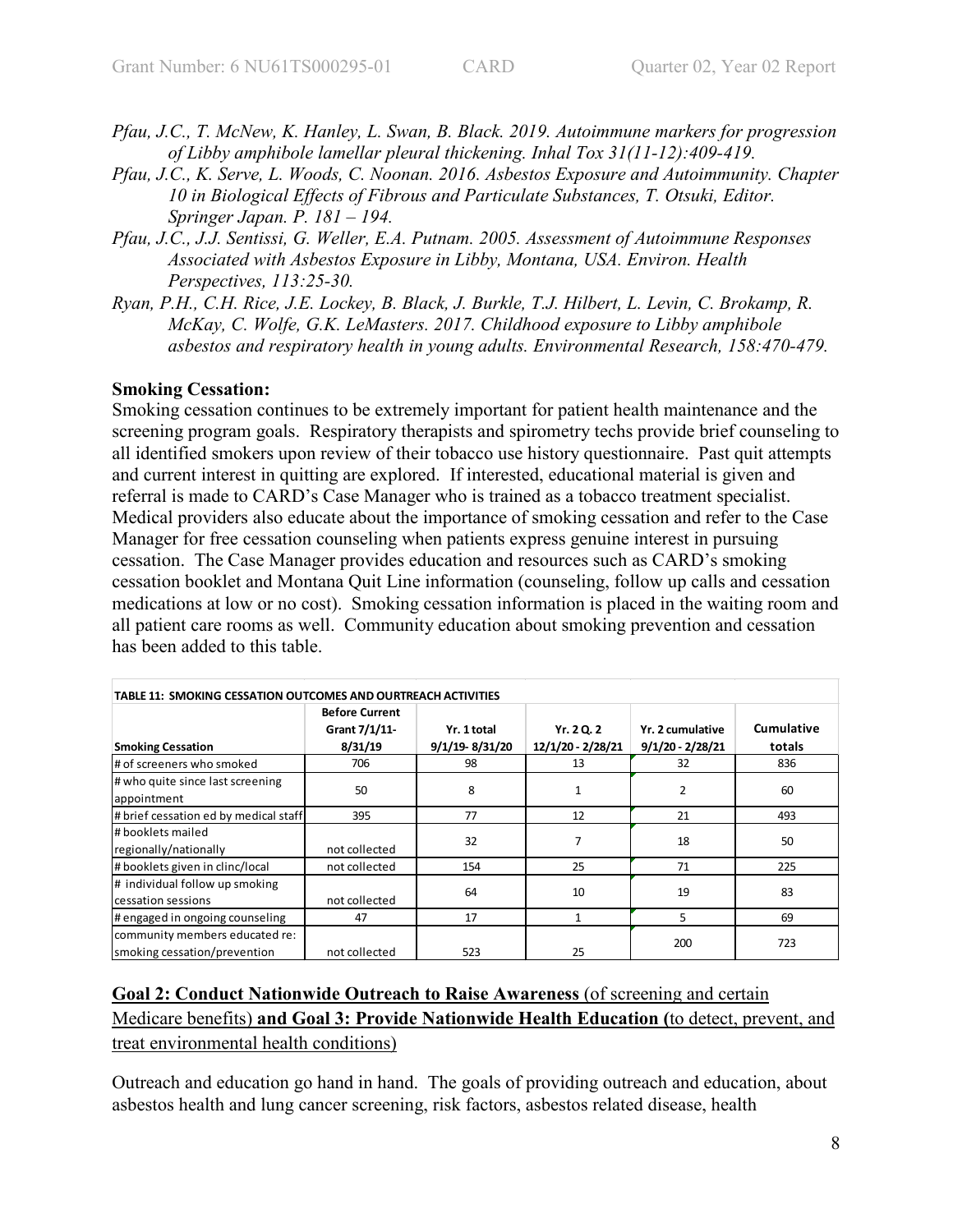*Pfau, J.C., T. McNew, K. Hanley, L. Swan, B. Black. 2019. Autoimmune markers for progression of Libby amphibole lamellar pleural thickening. Inhal Tox 31(11-12):409-419.*

*Pfau, J.C., K. Serve, L. Woods, C. Noonan. 2016. Asbestos Exposure and Autoimmunity. Chapter 10 in Biological Effects of Fibrous and Particulate Substances, T. Otsuki, Editor. Springer Japan. P. 181 – 194.*

*Pfau, J.C., J.J. Sentissi, G. Weller, E.A. Putnam. 2005. Assessment of Autoimmune Responses Associated with Asbestos Exposure in Libby, Montana, USA. Environ. Health Perspectives, 113:25-30.*

*Ryan, P.H., C.H. Rice, J.E. Lockey, B. Black, J. Burkle, T.J. Hilbert, L. Levin, C. Brokamp, R. McKay, C. Wolfe, G.K. LeMasters. 2017. Childhood exposure to Libby amphibole asbestos and respiratory health in young adults. Environmental Research, 158:470-479.*

**Smoking Cessation:**

Smoking cessation continues to be extremely important for patient health maintenance and the screening program goals. Respiratory therapists and spirometry techs provide brief counseling to all identified smokers upon review of their tobacco use history questionnaire. Past quit attempts and current interest in quitting are explored. If interested, educational material is given and referral is made to CARD's Case Manager who is trained as a tobacco treatment specialist. Medical providers also educate about the importance of smoking cessation and refer to the Case Manager for free cessation counseling when patients express genuine interest in pursuing cessation. The Case Manager provides education and resources such as CARD's smoking cessation booklet and Montana Quit Line information (counseling, follow up calls and cessation medications at low or no cost). Smoking cessation information is placed in the waiting room and all patient care rooms as well. Community education about smoking prevention and cessation has been added to this table.

**TABLE 11: SMOKING CESSATION OUTCOMES AND OURTREACH ACTIVITIES**

| Smoking Cessation | Before Current Grant 7/1/11-8/31/19 | Yr. 1 total 9/1/19- 8/31/20 | Yr. 2 Q. 2 12/1/20 - 2/28/21 | Yr. 2 cumulative 9/1/20 - 2/28/21 | Cumulative totals |
|---|---|---|---|---|---|
| # of screeners who smoked | 706 | 98 | 13 | 32 | 836 |
| # who quite since last screening appointment | 50 | 8 | 1 | 2 | 60 |
| # brief cessation ed by medical staff | 395 | 77 | 12 | 21 | 493 |
| # booklets mailed regionally/nationally | not collected | 32 | 7 | 18 | 50 |
| # booklets given in clinc/local | not collected | 154 | 25 | 71 | 225 |
| # individual follow up smoking cessation sessions | not collected | 64 | 10 | 19 | 83 |
| # engaged in ongoing counseling | 47 | 17 | 1 | 5 | 69 |
| community members educated re: smoking cessation/prevention | not collected | 523 | 25 | 200 | 723 |

**Goal 2: Conduct Nationwide Outreach to Raise Awareness** (of screening and certain Medicare benefits) **and Goal 3: Provide Nationwide Health Education (**to detect, prevent, and treat environmental health conditions)

Outreach and education go hand in hand. The goals of providing outreach and education, about asbestos health and lung cancer screening, risk factors, asbestos related disease, health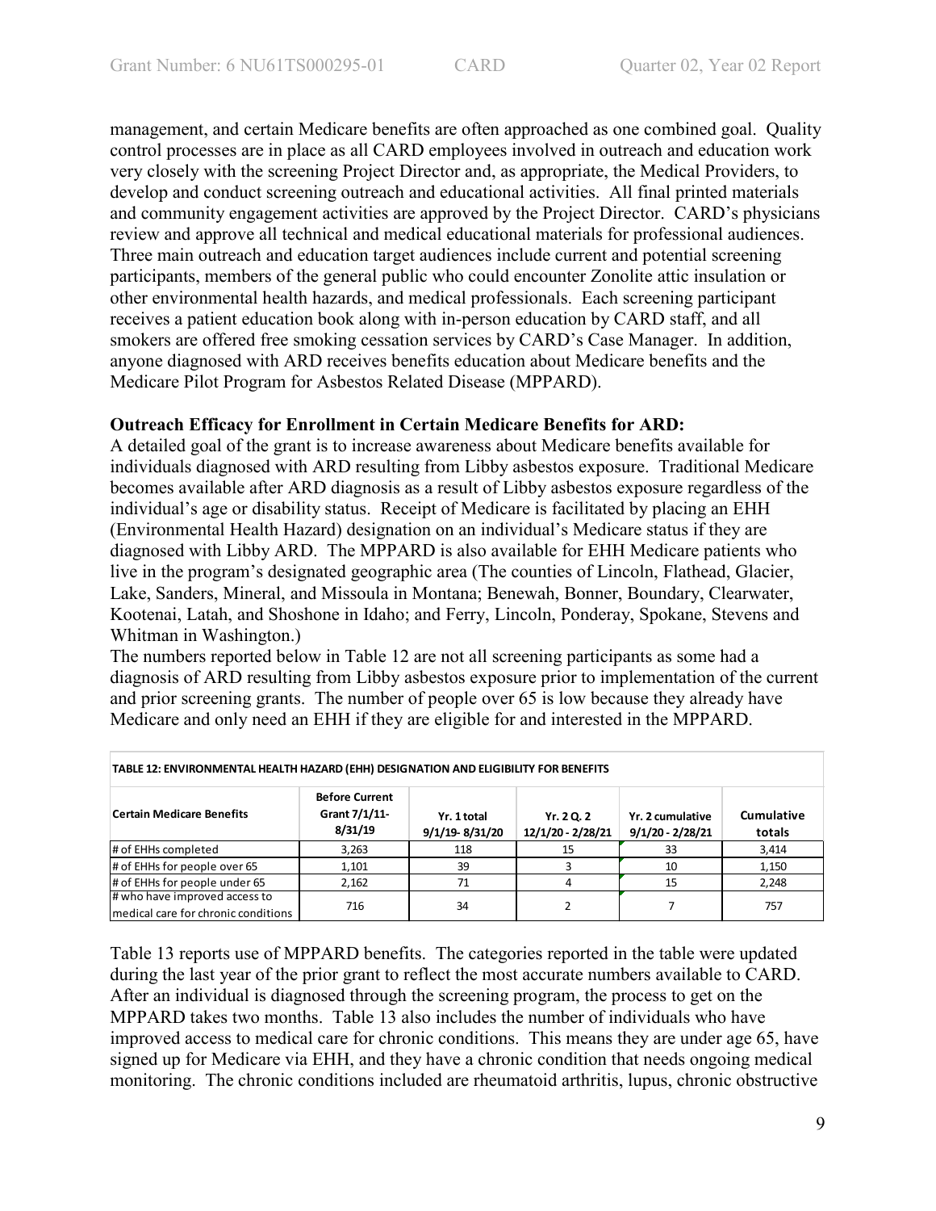management, and certain Medicare benefits are often approached as one combined goal. Quality control processes are in place as all CARD employees involved in outreach and education work very closely with the screening Project Director and, as appropriate, the Medical Providers, to develop and conduct screening outreach and educational activities. All final printed materials and community engagement activities are approved by the Project Director. CARD's physicians review and approve all technical and medical educational materials for professional audiences. Three main outreach and education target audiences include current and potential screening participants, members of the general public who could encounter Zonolite attic insulation or other environmental health hazards, and medical professionals. Each screening participant receives a patient education book along with in-person education by CARD staff, and all smokers are offered free smoking cessation services by CARD's Case Manager. In addition, anyone diagnosed with ARD receives benefits education about Medicare benefits and the Medicare Pilot Program for Asbestos Related Disease (MPPARD).

**Outreach Efficacy for Enrollment in Certain Medicare Benefits for ARD:**

A detailed goal of the grant is to increase awareness about Medicare benefits available for individuals diagnosed with ARD resulting from Libby asbestos exposure. Traditional Medicare becomes available after ARD diagnosis as a result of Libby asbestos exposure regardless of the individual's age or disability status. Receipt of Medicare is facilitated by placing an EHH (Environmental Health Hazard) designation on an individual's Medicare status if they are diagnosed with Libby ARD. The MPPARD is also available for EHH Medicare patients who live in the program's designated geographic area (The counties of Lincoln, Flathead, Glacier, Lake, Sanders, Mineral, and Missoula in Montana; Benewah, Bonner, Boundary, Clearwater, Kootenai, Latah, and Shoshone in Idaho; and Ferry, Lincoln, Ponderay, Spokane, Stevens and Whitman in Washington.)

The numbers reported below in Table 12 are not all screening participants as some had a diagnosis of ARD resulting from Libby asbestos exposure prior to implementation of the current and prior screening grants. The number of people over 65 is low because they already have Medicare and only need an EHH if they are eligible for and interested in the MPPARD.

**TABLE 12: ENVIRONMENTAL HEALTH HAZARD (EHH) DESIGNATION AND ELIGIBILITY FOR BENEFITS**

| Certain Medicare Benefits | Before Current Grant 7/1/11-8/31/19 | Yr. 1 total 9/1/19- 8/31/20 | Yr. 2 Q. 2 12/1/20 - 2/28/21 | Yr. 2 cumulative 9/1/20 - 2/28/21 | Cumulative totals |
|---|---|---|---|---|---|
| # of EHHs completed | 3,263 | 118 | 15 | 33 | 3,414 |
| # of EHHs for people over 65 | 1,101 | 39 | 3 | 10 | 1,150 |
| # of EHHs for people under 65 | 2,162 | 71 | 4 | 15 | 2,248 |
| # who have improved access to medical care for chronic conditions | 716 | 34 | 2 | 7 | 757 |

Table 13 reports use of MPPARD benefits. The categories reported in the table were updated during the last year of the prior grant to reflect the most accurate numbers available to CARD. After an individual is diagnosed through the screening program, the process to get on the MPPARD takes two months. Table 13 also includes the number of individuals who have improved access to medical care for chronic conditions. This means they are under age 65, have signed up for Medicare via EHH, and they have a chronic condition that needs ongoing medical monitoring. The chronic conditions included are rheumatoid arthritis, lupus, chronic obstructive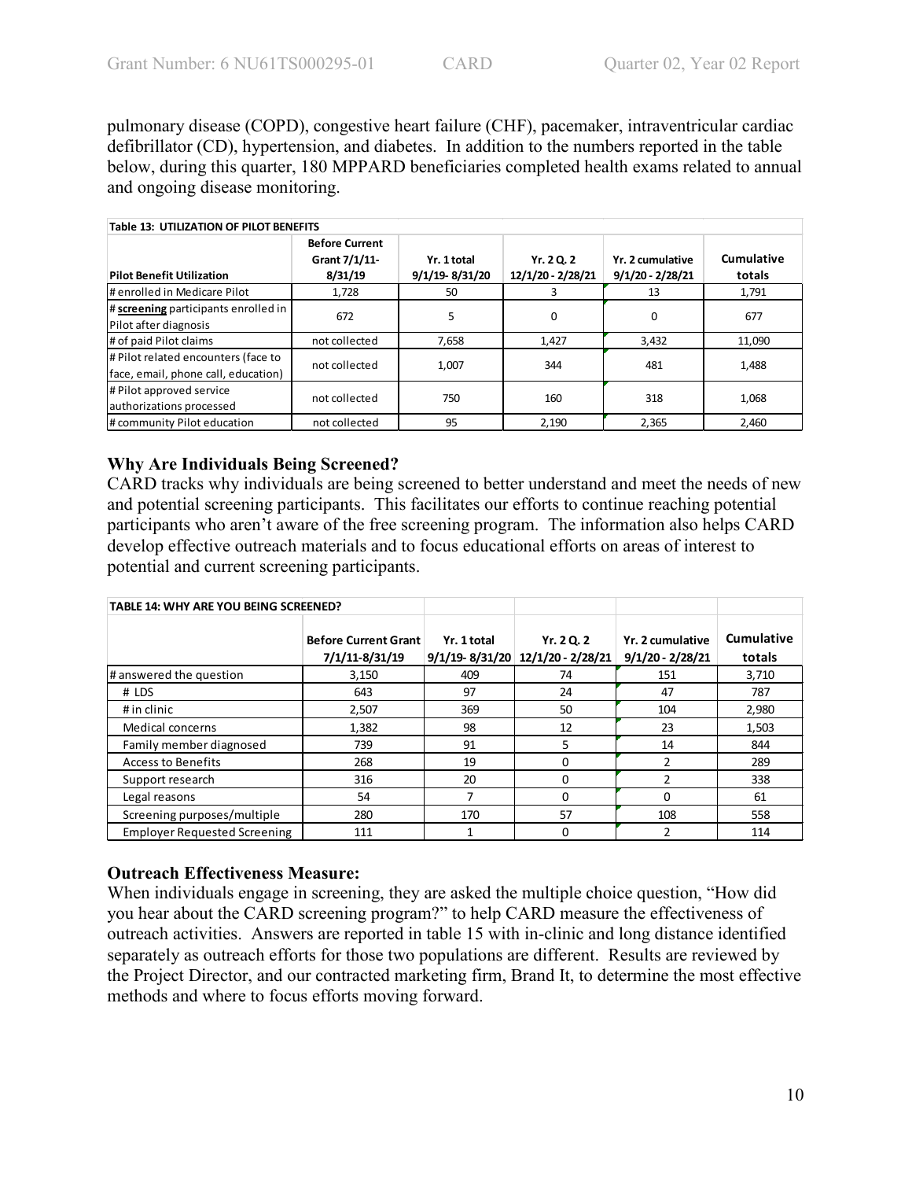pulmonary disease (COPD), congestive heart failure (CHF), pacemaker, intraventricular cardiac defibrillator (CD), hypertension, and diabetes. In addition to the numbers reported in the table below, during this quarter, 180 MPPARD beneficiaries completed health exams related to annual and ongoing disease monitoring.

**Table 13: UTILIZATION OF PILOT BENEFITS**

| Pilot Benefit Utilization | Before Current Grant 7/1/11-8/31/19 | Yr. 1 total 9/1/19- 8/31/20 | Yr. 2 Q. 2 12/1/20 - 2/28/21 | Yr. 2 cumulative 9/1/20 - 2/28/21 | Cumulative totals |
|---|---|---|---|---|---|
| # enrolled in Medicare Pilot | 1,728 | 50 | 3 | 13 | 1,791 |
| # **screening** participants enrolled in Pilot after diagnosis | 672 | 5 | 0 | 0 | 677 |
| # of paid Pilot claims | not collected | 7,658 | 1,427 | 3,432 | 11,090 |
| # Pilot related encounters (face to face, email, phone call, education) | not collected | 1,007 | 344 | 481 | 1,488 |
| # Pilot approved service authorizations processed | not collected | 750 | 160 | 318 | 1,068 |
| # community Pilot education | not collected | 95 | 2,190 | 2,365 | 2,460 |

### Why Are Individuals Being Screened?

CARD tracks why individuals are being screened to better understand and meet the needs of new and potential screening participants. This facilitates our efforts to continue reaching potential participants who aren't aware of the free screening program. The information also helps CARD develop effective outreach materials and to focus educational efforts on areas of interest to potential and current screening participants.

**TABLE 14: WHY ARE YOU BEING SCREENED?**

| | Before Current Grant 7/1/11-8/31/19 | Yr. 1 total 9/1/19- 8/31/20 | Yr. 2 Q. 2 12/1/20 - 2/28/21 | Yr. 2 cumulative 9/1/20 - 2/28/21 | Cumulative totals |
|---|---|---|---|---|---|
| # answered the question | 3,150 | 409 | 74 | 151 | 3,710 |
| # LDS | 643 | 97 | 24 | 47 | 787 |
| # in clinic | 2,507 | 369 | 50 | 104 | 2,980 |
| Medical concerns | 1,382 | 98 | 12 | 23 | 1,503 |
| Family member diagnosed | 739 | 91 | 5 | 14 | 844 |
| Access to Benefits | 268 | 19 | 0 | 2 | 289 |
| Support research | 316 | 20 | 0 | 2 | 338 |
| Legal reasons | 54 | 7 | 0 | 0 | 61 |
| Screening purposes/multiple | 280 | 170 | 57 | 108 | 558 |
| Employer Requested Screening | 111 | 1 | 0 | 2 | 114 |

### Outreach Effectiveness Measure:

When individuals engage in screening, they are asked the multiple choice question, "How did you hear about the CARD screening program?" to help CARD measure the effectiveness of outreach activities. Answers are reported in table 15 with in-clinic and long distance identified separately as outreach efforts for those two populations are different. Results are reviewed by the Project Director, and our contracted marketing firm, Brand It, to determine the most effective methods and where to focus efforts moving forward.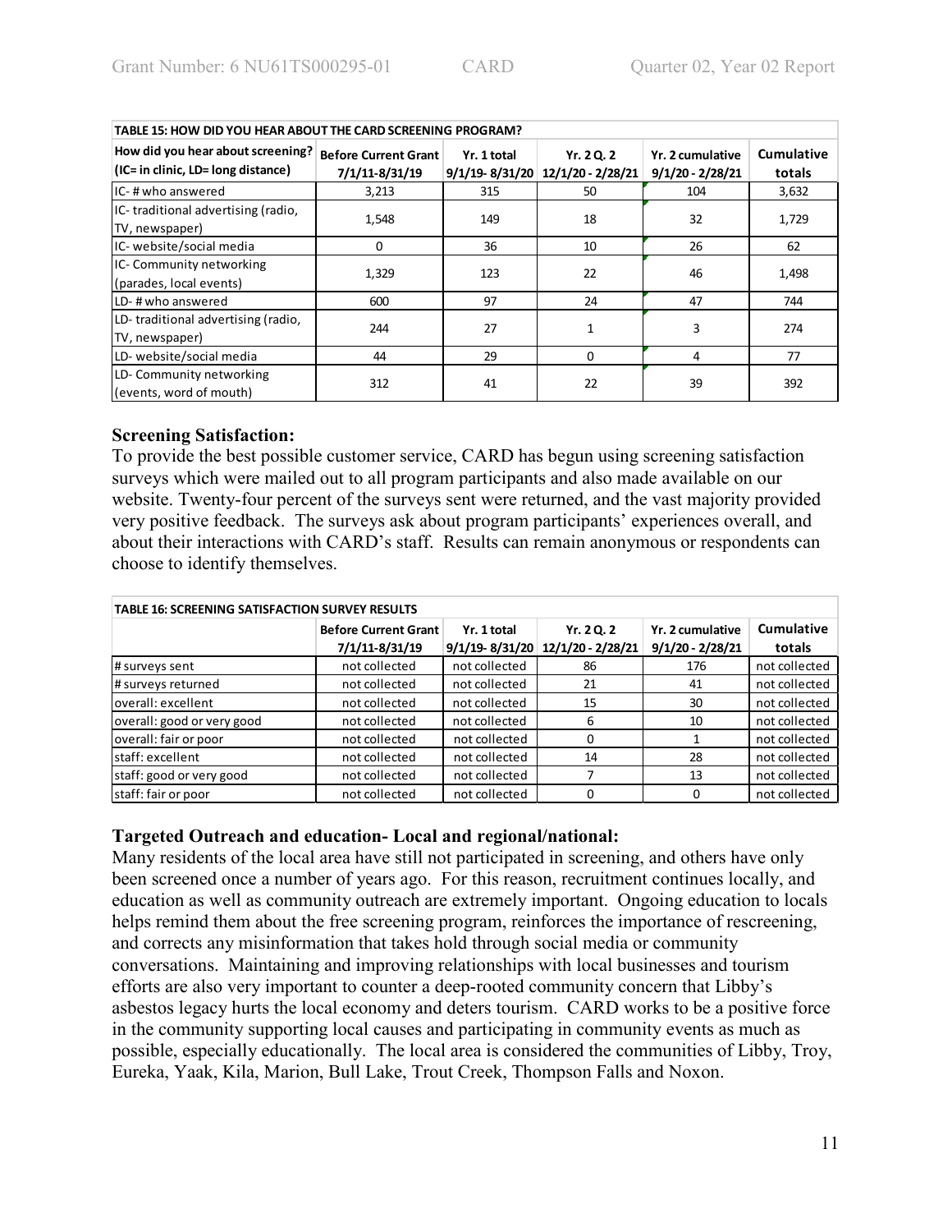| TABLE 15: HOW DID YOU HEAR ABOUT THE CARD SCREENING PROGRAM? | | | | | |
|---|---|---|---|---|---|
| How did you hear about screening? (IC= in clinic, LD= long distance) | Before Current Grant 7/1/11-8/31/19 | Yr. 1 total 9/1/19- 8/31/20 | Yr. 2 Q. 2 12/1/20 - 2/28/21 | Yr. 2 cumulative 9/1/20 - 2/28/21 | Cumulative totals |
| IC- # who answered | 3,213 | 315 | 50 | 104 | 3,632 |
| IC- traditional advertising (radio, TV, newspaper) | 1,548 | 149 | 18 | 32 | 1,729 |
| IC- website/social media | 0 | 36 | 10 | 26 | 62 |
| IC- Community networking (parades, local events) | 1,329 | 123 | 22 | 46 | 1,498 |
| LD- # who answered | 600 | 97 | 24 | 47 | 744 |
| LD- traditional advertising (radio, TV, newspaper) | 244 | 27 | 1 | 3 | 274 |
| LD- website/social media | 44 | 29 | 0 | 4 | 77 |
| LD- Community networking (events, word of mouth) | 312 | 41 | 22 | 39 | 392 |

### Screening Satisfaction:

To provide the best possible customer service, CARD has begun using screening satisfaction surveys which were mailed out to all program participants and also made available on our website. Twenty-four percent of the surveys sent were returned, and the vast majority provided very positive feedback. The surveys ask about program participants' experiences overall, and about their interactions with CARD's staff. Results can remain anonymous or respondents can choose to identify themselves.

| TABLE 16: SCREENING SATISFACTION SURVEY RESULTS | | | | | |
|---|---|---|---|---|---|
| | Before Current Grant 7/1/11-8/31/19 | Yr. 1 total 9/1/19- 8/31/20 | Yr. 2 Q. 2 12/1/20 - 2/28/21 | Yr. 2 cumulative 9/1/20 - 2/28/21 | Cumulative totals |
| # surveys sent | not collected | not collected | 86 | 176 | not collected |
| # surveys returned | not collected | not collected | 21 | 41 | not collected |
| overall: excellent | not collected | not collected | 15 | 30 | not collected |
| overall: good or very good | not collected | not collected | 6 | 10 | not collected |
| overall: fair or poor | not collected | not collected | 0 | 1 | not collected |
| staff: excellent | not collected | not collected | 14 | 28 | not collected |
| staff: good or very good | not collected | not collected | 7 | 13 | not collected |
| staff: fair or poor | not collected | not collected | 0 | 0 | not collected |

### Targeted Outreach and education- Local and regional/national:

Many residents of the local area have still not participated in screening, and others have only been screened once a number of years ago. For this reason, recruitment continues locally, and education as well as community outreach are extremely important. Ongoing education to locals helps remind them about the free screening program, reinforces the importance of rescreening, and corrects any misinformation that takes hold through social media or community conversations. Maintaining and improving relationships with local businesses and tourism efforts are also very important to counter a deep-rooted community concern that Libby's asbestos legacy hurts the local economy and deters tourism. CARD works to be a positive force in the community supporting local causes and participating in community events as much as possible, especially educationally. The local area is considered the communities of Libby, Troy, Eureka, Yaak, Kila, Marion, Bull Lake, Trout Creek, Thompson Falls and Noxon.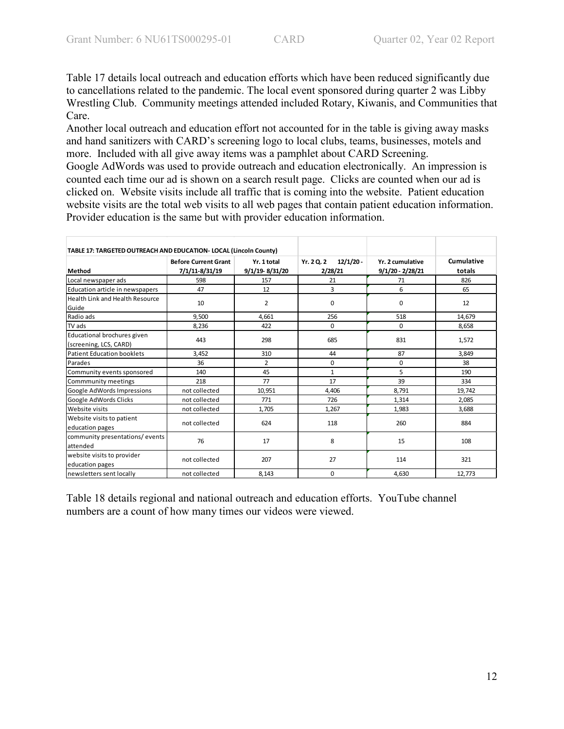Table 17 details local outreach and education efforts which have been reduced significantly due to cancellations related to the pandemic. The local event sponsored during quarter 2 was Libby Wrestling Club. Community meetings attended included Rotary, Kiwanis, and Communities that Care.

Another local outreach and education effort not accounted for in the table is giving away masks and hand sanitizers with CARD's screening logo to local clubs, teams, businesses, motels and more. Included with all give away items was a pamphlet about CARD Screening.

Google AdWords was used to provide outreach and education electronically. An impression is counted each time our ad is shown on a search result page. Clicks are counted when our ad is clicked on. Website visits include all traffic that is coming into the website. Patient education website visits are the total web visits to all web pages that contain patient education information. Provider education is the same but with provider education information.

**TABLE 17: TARGETED OUTREACH AND EDUCATION- LOCAL (Lincoln County)**

| Method | Before Current Grant 7/1/11-8/31/19 | Yr. 1 total 9/1/19- 8/31/20 | Yr. 2 Q. 2 12/1/20 - 2/28/21 | Yr. 2 cumulative 9/1/20 - 2/28/21 | Cumulative totals |
|---|---|---|---|---|---|
| Local newspaper ads | 598 | 157 | 21 | 71 | 826 |
| Education article in newspapers | 47 | 12 | 3 | 6 | 65 |
| Health Link and Health Resource Guide | 10 | 2 | 0 | 0 | 12 |
| Radio ads | 9,500 | 4,661 | 256 | 518 | 14,679 |
| TV ads | 8,236 | 422 | 0 | 0 | 8,658 |
| Educational brochures given (screening, LCS, CARD) | 443 | 298 | 685 | 831 | 1,572 |
| Patient Education booklets | 3,452 | 310 | 44 | 87 | 3,849 |
| Parades | 36 | 2 | 0 | 0 | 38 |
| Community events sponsored | 140 | 45 | 1 | 5 | 190 |
| Commmunity meetings | 218 | 77 | 17 | 39 | 334 |
| Google AdWords Impressions | not collected | 10,951 | 4,406 | 8,791 | 19,742 |
| Google AdWords Clicks | not collected | 771 | 726 | 1,314 | 2,085 |
| Website visits | not collected | 1,705 | 1,267 | 1,983 | 3,688 |
| Website visits to patient education pages | not collected | 624 | 118 | 260 | 884 |
| community presentations/ events attended | 76 | 17 | 8 | 15 | 108 |
| website visits to provider education pages | not collected | 207 | 27 | 114 | 321 |
| newsletters sent locally | not collected | 8,143 | 0 | 4,630 | 12,773 |

Table 18 details regional and national outreach and education efforts. YouTube channel numbers are a count of how many times our videos were viewed.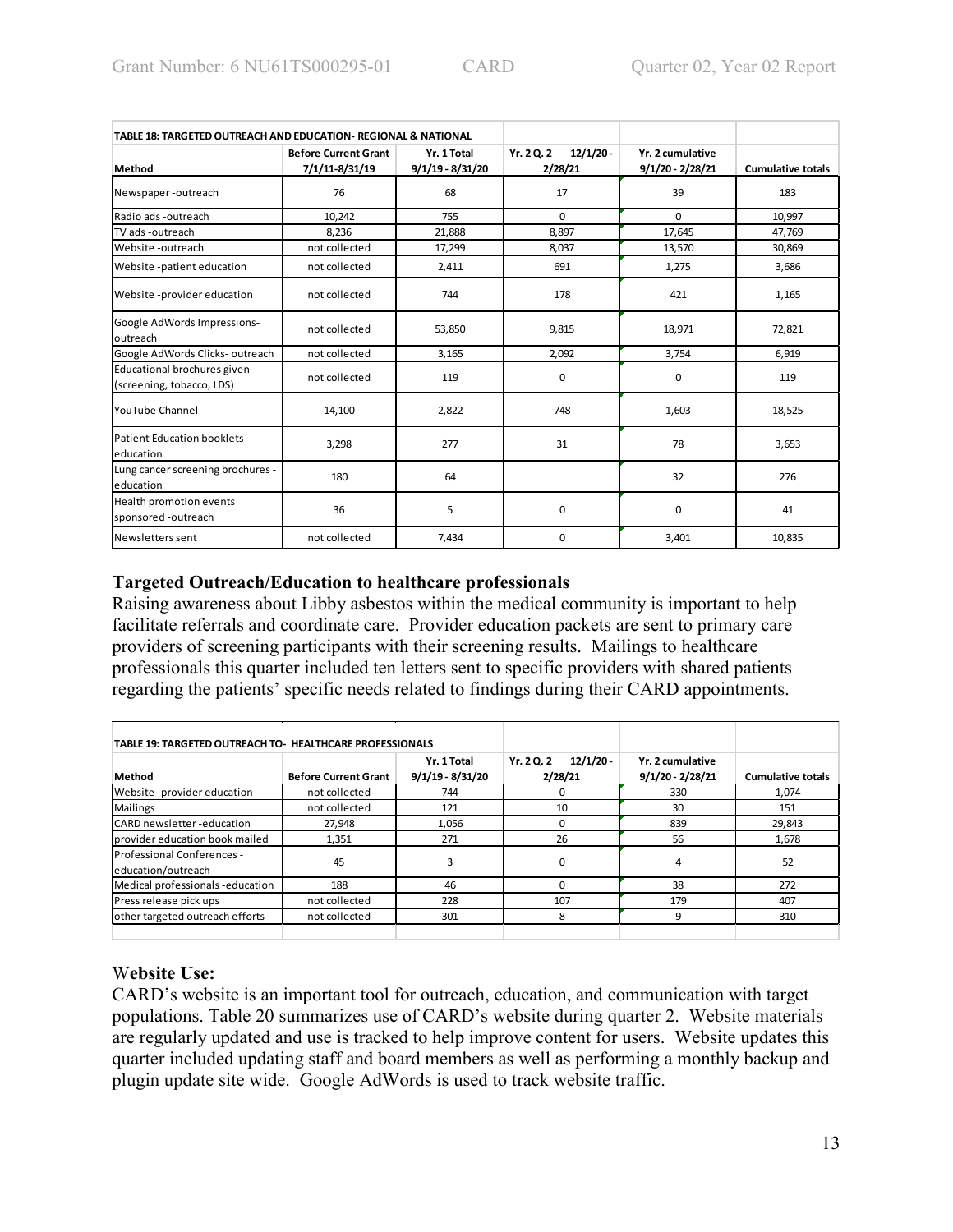| TABLE 18: TARGETED OUTREACH AND EDUCATION- REGIONAL & NATIONAL | | | | | |
|---|---|---|---|---|---|
| Method | Before Current Grant 7/1/11-8/31/19 | Yr. 1 Total 9/1/19 - 8/31/20 | Yr. 2 Q. 2 12/1/20 - 2/28/21 | Yr. 2 cumulative 9/1/20 - 2/28/21 | Cumulative totals |
| Newspaper -outreach | 76 | 68 | 17 | 39 | 183 |
| Radio ads -outreach | 10,242 | 755 | 0 | 0 | 10,997 |
| TV ads -outreach | 8,236 | 21,888 | 8,897 | 17,645 | 47,769 |
| Website -outreach | not collected | 17,299 | 8,037 | 13,570 | 30,869 |
| Website -patient education | not collected | 2,411 | 691 | 1,275 | 3,686 |
| Website -provider education | not collected | 744 | 178 | 421 | 1,165 |
| Google AdWords Impressions-outreach | not collected | 53,850 | 9,815 | 18,971 | 72,821 |
| Google AdWords Clicks- outreach | not collected | 3,165 | 2,092 | 3,754 | 6,919 |
| Educational brochures given (screening, tobacco, LDS) | not collected | 119 | 0 | 0 | 119 |
| YouTube Channel | 14,100 | 2,822 | 748 | 1,603 | 18,525 |
| Patient Education booklets -education | 3,298 | 277 | 31 | 78 | 3,653 |
| Lung cancer screening brochures -education | 180 | 64 | | 32 | 276 |
| Health promotion events sponsored -outreach | 36 | 5 | 0 | 0 | 41 |
| Newsletters sent | not collected | 7,434 | 0 | 3,401 | 10,835 |

### Targeted Outreach/Education to healthcare professionals

Raising awareness about Libby asbestos within the medical community is important to help facilitate referrals and coordinate care. Provider education packets are sent to primary care providers of screening participants with their screening results. Mailings to healthcare professionals this quarter included ten letters sent to specific providers with shared patients regarding the patients' specific needs related to findings during their CARD appointments.

| TABLE 19: TARGETED OUTREACH TO- HEALTHCARE PROFESSIONALS | | | | | |
|---|---|---|---|---|---|
| Method | Before Current Grant | Yr. 1 Total 9/1/19 - 8/31/20 | Yr. 2 Q. 2 12/1/20 - 2/28/21 | Yr. 2 cumulative 9/1/20 - 2/28/21 | Cumulative totals |
| Website -provider education | not collected | 744 | 0 | 330 | 1,074 |
| Mailings | not collected | 121 | 10 | 30 | 151 |
| CARD newsletter -education | 27,948 | 1,056 | 0 | 839 | 29,843 |
| provider education book mailed | 1,351 | 271 | 26 | 56 | 1,678 |
| Professional Conferences -education/outreach | 45 | 3 | 0 | 4 | 52 |
| Medical professionals -education | 188 | 46 | 0 | 38 | 272 |
| Press release pick ups | not collected | 228 | 107 | 179 | 407 |
| other targeted outreach efforts | not collected | 301 | 8 | 9 | 310 |

### Website Use:

CARD's website is an important tool for outreach, education, and communication with target populations. Table 20 summarizes use of CARD's website during quarter 2. Website materials are regularly updated and use is tracked to help improve content for users. Website updates this quarter included updating staff and board members as well as performing a monthly backup and plugin update site wide. Google AdWords is used to track website traffic.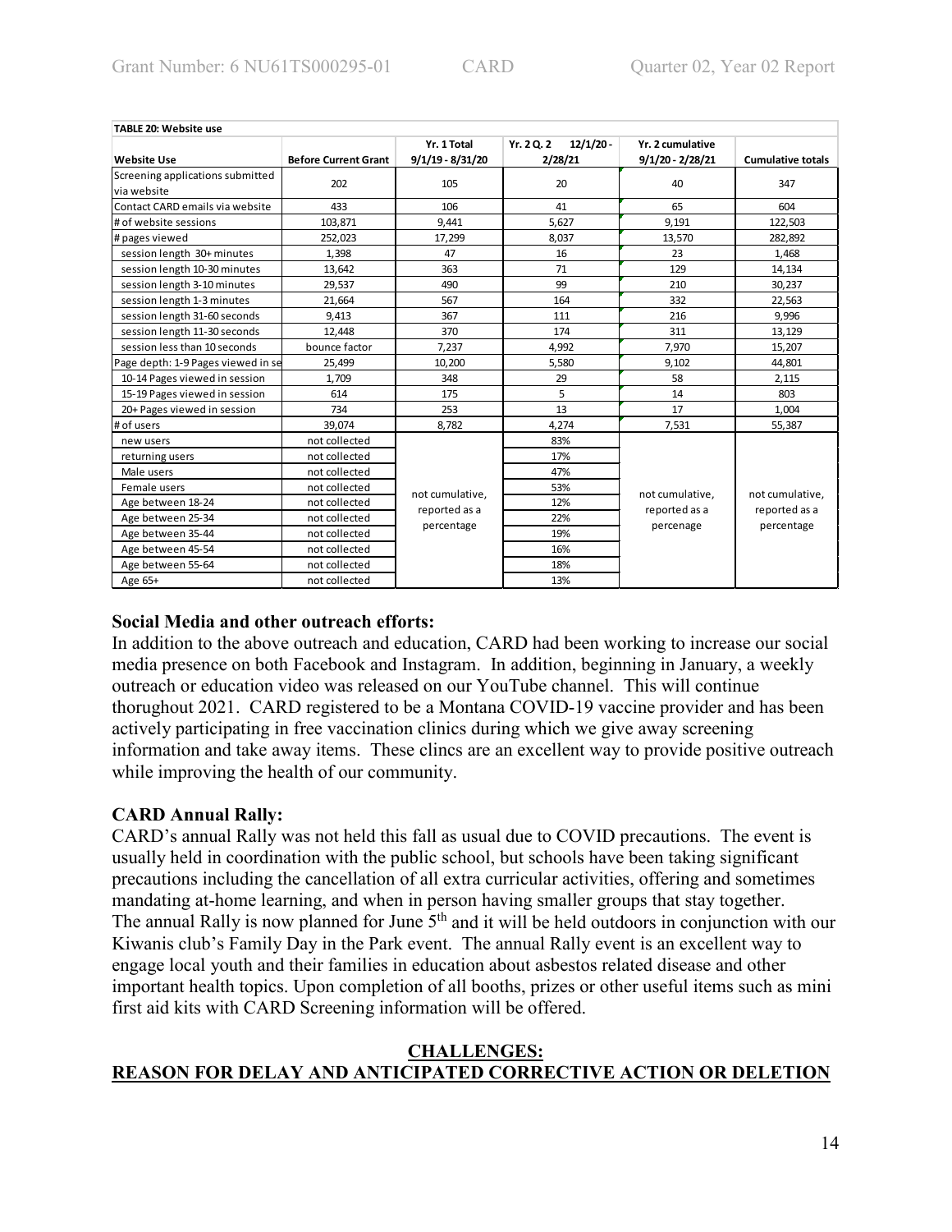**TABLE 20: Website use**

| Website Use | Before Current Grant | Yr. 1 Total 9/1/19 - 8/31/20 | Yr. 2 Q. 2 12/1/20 - 2/28/21 | Yr. 2 cumulative 9/1/20 - 2/28/21 | Cumulative totals |
|---|---|---|---|---|---|
| Screening applications submitted via website | 202 | 105 | 20 | 40 | 347 |
| Contact CARD emails via website | 433 | 106 | 41 | 65 | 604 |
| # of website sessions | 103,871 | 9,441 | 5,627 | 9,191 | 122,503 |
| # pages viewed | 252,023 | 17,299 | 8,037 | 13,570 | 282,892 |
| session length 30+ minutes | 1,398 | 47 | 16 | 23 | 1,468 |
| session length 10-30 minutes | 13,642 | 363 | 71 | 129 | 14,134 |
| session length 3-10 minutes | 29,537 | 490 | 99 | 210 | 30,237 |
| session length 1-3 minutes | 21,664 | 567 | 164 | 332 | 22,563 |
| session length 31-60 seconds | 9,413 | 367 | 111 | 216 | 9,996 |
| session length 11-30 seconds | 12,448 | 370 | 174 | 311 | 13,129 |
| session less than 10 seconds | bounce factor | 7,237 | 4,992 | 7,970 | 15,207 |
| Page depth: 1-9 Pages viewed in se | 25,499 | 10,200 | 5,580 | 9,102 | 44,801 |
| 10-14 Pages viewed in session | 1,709 | 348 | 29 | 58 | 2,115 |
| 15-19 Pages viewed in session | 614 | 175 | 5 | 14 | 803 |
| 20+ Pages viewed in session | 734 | 253 | 13 | 17 | 1,004 |
| # of users | 39,074 | 8,782 | 4,274 | 7,531 | 55,387 |
| new users | not collected | not cumulative, reported as a percentage | 83% | not cumulative, reported as a percenage | not cumulative, reported as a percentage |
| returning users | not collected | | 17% | | |
| Male users | not collected | | 47% | | |
| Female users | not collected | | 53% | | |
| Age between 18-24 | not collected | | 12% | | |
| Age between 25-34 | not collected | | 22% | | |
| Age between 35-44 | not collected | | 19% | | |
| Age between 45-54 | not collected | | 16% | | |
| Age between 55-64 | not collected | | 18% | | |
| Age 65+ | not collected | | 13% | | |

**Social Media and other outreach efforts:**

In addition to the above outreach and education, CARD had been working to increase our social media presence on both Facebook and Instagram. In addition, beginning in January, a weekly outreach or education video was released on our YouTube channel. This will continue thorughout 2021. CARD registered to be a Montana COVID-19 vaccine provider and has been actively participating in free vaccination clinics during which we give away screening information and take away items. These clincs are an excellent way to provide positive outreach while improving the health of our community.

**CARD Annual Rally:**

CARD's annual Rally was not held this fall as usual due to COVID precautions. The event is usually held in coordination with the public school, but schools have been taking significant precautions including the cancellation of all extra curricular activities, offering and sometimes mandating at-home learning, and when in person having smaller groups that stay together. The annual Rally is now planned for June 5th and it will be held outdoors in conjunction with our Kiwanis club's Family Day in the Park event. The annual Rally event is an excellent way to engage local youth and their families in education about asbestos related disease and other important health topics. Upon completion of all booths, prizes or other useful items such as mini first aid kits with CARD Screening information will be offered.

## CHALLENGES:
## REASON FOR DELAY AND ANTICIPATED CORRECTIVE ACTION OR DELETION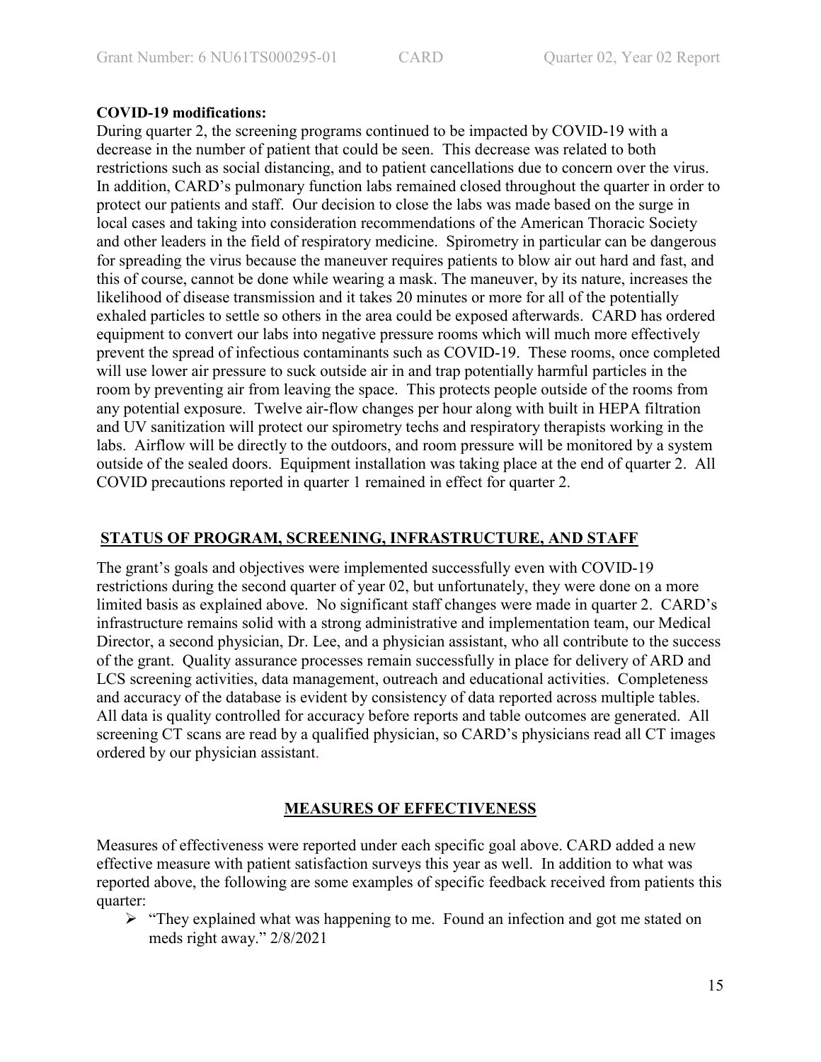**COVID-19 modifications:**

During quarter 2, the screening programs continued to be impacted by COVID-19 with a decrease in the number of patient that could be seen. This decrease was related to both restrictions such as social distancing, and to patient cancellations due to concern over the virus. In addition, CARD's pulmonary function labs remained closed throughout the quarter in order to protect our patients and staff. Our decision to close the labs was made based on the surge in local cases and taking into consideration recommendations of the American Thoracic Society and other leaders in the field of respiratory medicine. Spirometry in particular can be dangerous for spreading the virus because the maneuver requires patients to blow air out hard and fast, and this of course, cannot be done while wearing a mask. The maneuver, by its nature, increases the likelihood of disease transmission and it takes 20 minutes or more for all of the potentially exhaled particles to settle so others in the area could be exposed afterwards. CARD has ordered equipment to convert our labs into negative pressure rooms which will much more effectively prevent the spread of infectious contaminants such as COVID-19. These rooms, once completed will use lower air pressure to suck outside air in and trap potentially harmful particles in the room by preventing air from leaving the space. This protects people outside of the rooms from any potential exposure. Twelve air-flow changes per hour along with built in HEPA filtration and UV sanitization will protect our spirometry techs and respiratory therapists working in the labs. Airflow will be directly to the outdoors, and room pressure will be monitored by a system outside of the sealed doors. Equipment installation was taking place at the end of quarter 2. All COVID precautions reported in quarter 1 remained in effect for quarter 2.

## STATUS OF PROGRAM, SCREENING, INFRASTRUCTURE, AND STAFF

The grant's goals and objectives were implemented successfully even with COVID-19 restrictions during the second quarter of year 02, but unfortunately, they were done on a more limited basis as explained above. No significant staff changes were made in quarter 2. CARD's infrastructure remains solid with a strong administrative and implementation team, our Medical Director, a second physician, Dr. Lee, and a physician assistant, who all contribute to the success of the grant. Quality assurance processes remain successfully in place for delivery of ARD and LCS screening activities, data management, outreach and educational activities. Completeness and accuracy of the database is evident by consistency of data reported across multiple tables. All data is quality controlled for accuracy before reports and table outcomes are generated. All screening CT scans are read by a qualified physician, so CARD's physicians read all CT images ordered by our physician assistant.

## MEASURES OF EFFECTIVENESS

Measures of effectiveness were reported under each specific goal above. CARD added a new effective measure with patient satisfaction surveys this year as well. In addition to what was reported above, the following are some examples of specific feedback received from patients this quarter:

- "They explained what was happening to me. Found an infection and got me stated on meds right away." 2/8/2021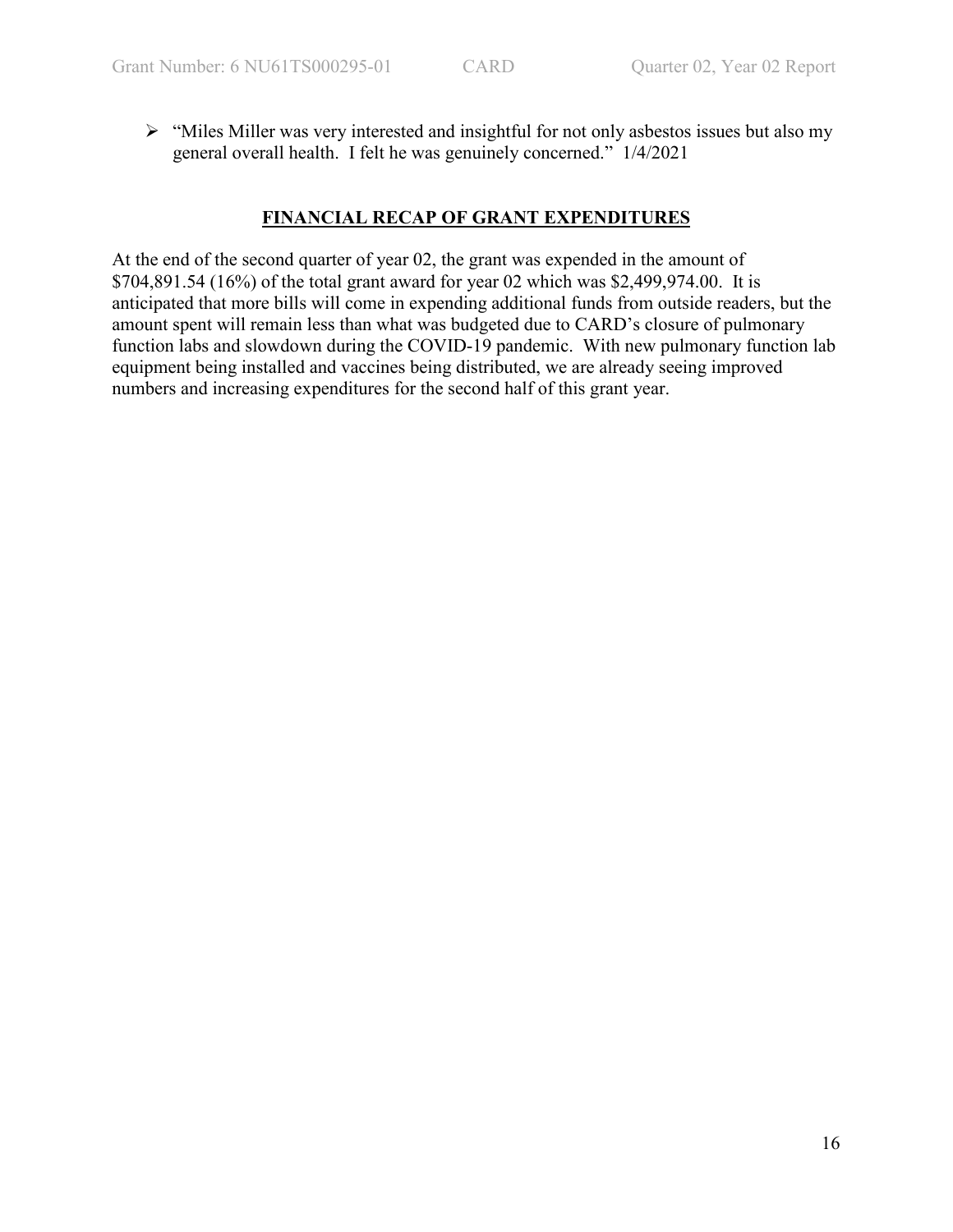- "Miles Miller was very interested and insightful for not only asbestos issues but also my general overall health. I felt he was genuinely concerned." 1/4/2021

## FINANCIAL RECAP OF GRANT EXPENDITURES

At the end of the second quarter of year 02, the grant was expended in the amount of $704,891.54 (16%) of the total grant award for year 02 which was $2,499,974.00. It is anticipated that more bills will come in expending additional funds from outside readers, but the amount spent will remain less than what was budgeted due to CARD's closure of pulmonary function labs and slowdown during the COVID-19 pandemic. With new pulmonary function lab equipment being installed and vaccines being distributed, we are already seeing improved numbers and increasing expenditures for the second half of this grant year.